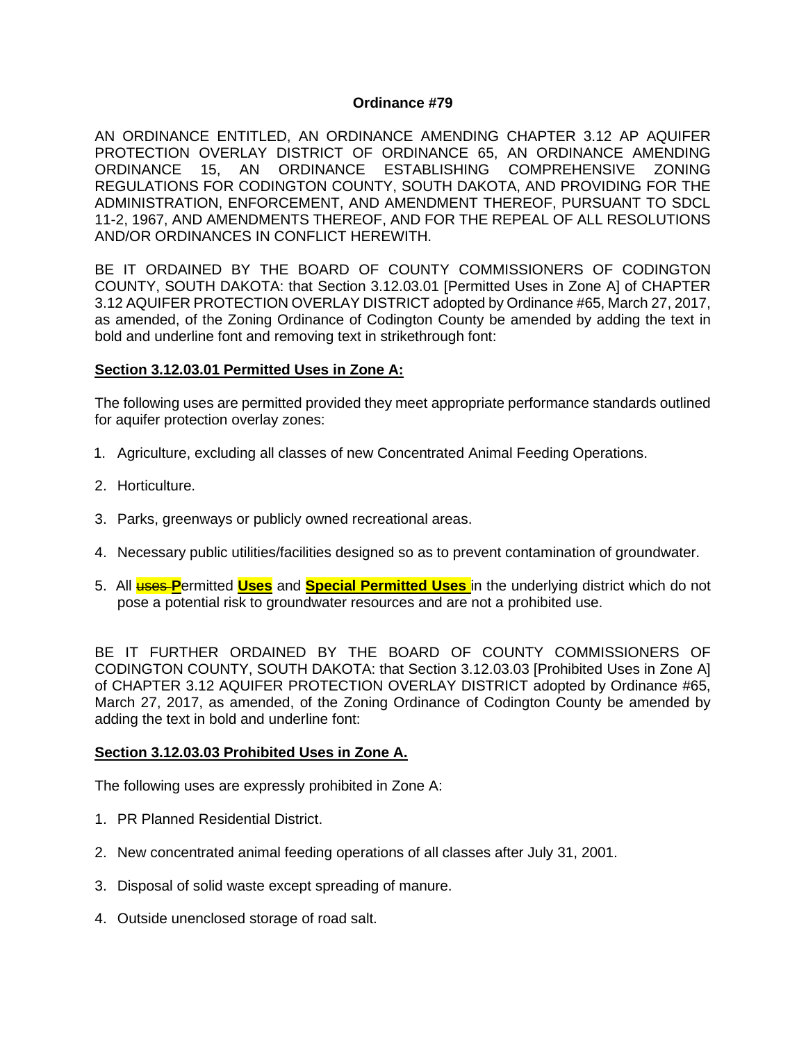**Ordinance #79**

AN ORDINANCE ENTITLED, AN ORDINANCE AMENDING CHAPTER 3.12 AP AQUIFER PROTECTION OVERLAY DISTRICT OF ORDINANCE 65, AN ORDINANCE AMENDING ORDINANCE 15, AN ORDINANCE ESTABLISHING COMPREHENSIVE ZONING REGULATIONS FOR CODINGTON COUNTY, SOUTH DAKOTA, AND PROVIDING FOR THE ADMINISTRATION, ENFORCEMENT, AND AMENDMENT THEREOF, PURSUANT TO SDCL 11-2, 1967, AND AMENDMENTS THEREOF, AND FOR THE REPEAL OF ALL RESOLUTIONS AND/OR ORDINANCES IN CONFLICT HEREWITH.

BE IT ORDAINED BY THE BOARD OF COUNTY COMMISSIONERS OF CODINGTON COUNTY, SOUTH DAKOTA: that Section 3.12.03.01 [Permitted Uses in Zone A] of CHAPTER 3.12 AQUIFER PROTECTION OVERLAY DISTRICT adopted by Ordinance #65, March 27, 2017, as amended, of the Zoning Ordinance of Codington County be amended by adding the text in bold and underline font and removing text in strikethrough font:

**<u>Section 3.12.03.01 Permitted Uses in Zone A:</u>**

The following uses are permitted provided they meet appropriate performance standards outlined for aquifer protection overlay zones:

1. Agriculture, excluding all classes of new Concentrated Animal Feeding Operations.
2. Horticulture.
3. Parks, greenways or publicly owned recreational areas.
4. Necessary public utilities/facilities designed so as to prevent contamination of groundwater.
5. All ~~uses~~ **P**ermitted **<u>Uses</u>** and **<u>Special Permitted Uses</u>** in the underlying district which do not pose a potential risk to groundwater resources and are not a prohibited use.

BE IT FURTHER ORDAINED BY THE BOARD OF COUNTY COMMISSIONERS OF CODINGTON COUNTY, SOUTH DAKOTA: that Section 3.12.03.03 [Prohibited Uses in Zone A] of CHAPTER 3.12 AQUIFER PROTECTION OVERLAY DISTRICT adopted by Ordinance #65, March 27, 2017, as amended, of the Zoning Ordinance of Codington County be amended by adding the text in bold and underline font:

**<u>Section 3.12.03.03 Prohibited Uses in Zone A.</u>**

The following uses are expressly prohibited in Zone A:

1. PR Planned Residential District.
2. New concentrated animal feeding operations of all classes after July 31, 2001.
3. Disposal of solid waste except spreading of manure.
4. Outside unenclosed storage of road salt.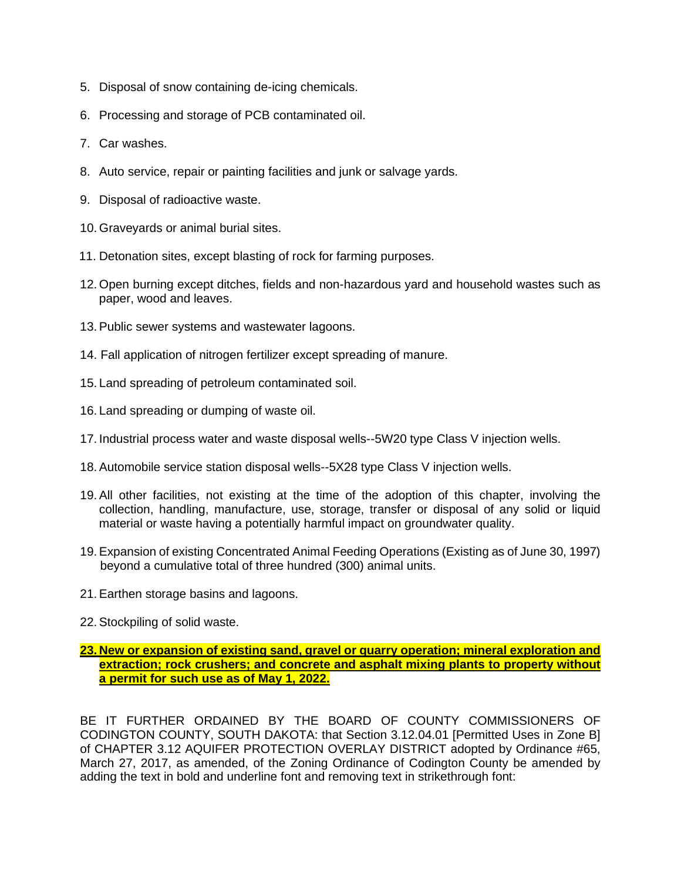5. Disposal of snow containing de-icing chemicals.

6. Processing and storage of PCB contaminated oil.

7. Car washes.

8. Auto service, repair or painting facilities and junk or salvage yards.

9. Disposal of radioactive waste.

10. Graveyards or animal burial sites.

11. Detonation sites, except blasting of rock for farming purposes.

12. Open burning except ditches, fields and non-hazardous yard and household wastes such as paper, wood and leaves.

13. Public sewer systems and wastewater lagoons.

14. Fall application of nitrogen fertilizer except spreading of manure.

15. Land spreading of petroleum contaminated soil.

16. Land spreading or dumping of waste oil.

17. Industrial process water and waste disposal wells--5W20 type Class V injection wells.

18. Automobile service station disposal wells--5X28 type Class V injection wells.

19. All other facilities, not existing at the time of the adoption of this chapter, involving the collection, handling, manufacture, use, storage, transfer or disposal of any solid or liquid material or waste having a potentially harmful impact on groundwater quality.

19. Expansion of existing Concentrated Animal Feeding Operations (Existing as of June 30, 1997) beyond a cumulative total of three hundred (300) animal units.

21. Earthen storage basins and lagoons.

22. Stockpiling of solid waste.

<u>**23. New or expansion of existing sand, gravel or quarry operation; mineral exploration and extraction; rock crushers; and concrete and asphalt mixing plants to property without a permit for such use as of May 1, 2022.**</u>

BE IT FURTHER ORDAINED BY THE BOARD OF COUNTY COMMISSIONERS OF CODINGTON COUNTY, SOUTH DAKOTA: that Section 3.12.04.01 [Permitted Uses in Zone B] of CHAPTER 3.12 AQUIFER PROTECTION OVERLAY DISTRICT adopted by Ordinance #65, March 27, 2017, as amended, of the Zoning Ordinance of Codington County be amended by adding the text in bold and underline font and removing text in strikethrough font: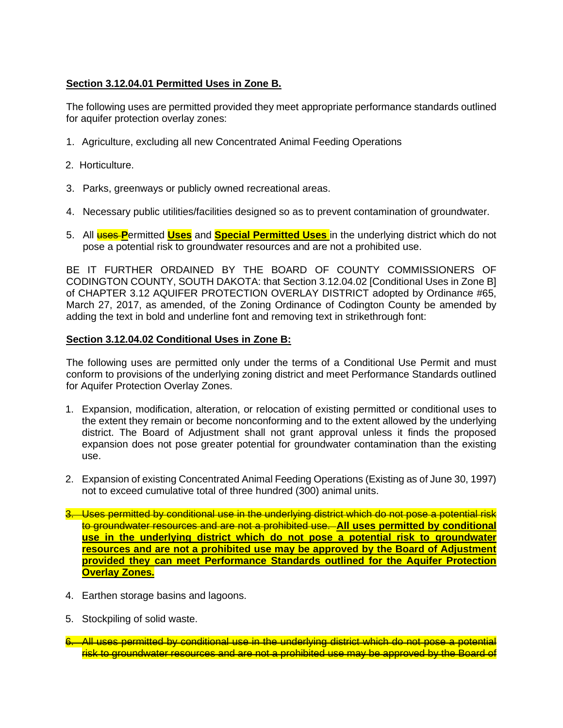**<u>Section 3.12.04.01 Permitted Uses in Zone B.</u>**

The following uses are permitted provided they meet appropriate performance standards outlined for aquifer protection overlay zones:

1. Agriculture, excluding all new Concentrated Animal Feeding Operations

2. Horticulture.

3. Parks, greenways or publicly owned recreational areas.

4. Necessary public utilities/facilities designed so as to prevent contamination of groundwater.

5. All ~~uses~~ **<u>P</u>**ermitted **<u>Uses</u>** and **<u>Special Permitted Uses</u>** in the underlying district which do not pose a potential risk to groundwater resources and are not a prohibited use.

BE IT FURTHER ORDAINED BY THE BOARD OF COUNTY COMMISSIONERS OF CODINGTON COUNTY, SOUTH DAKOTA: that Section 3.12.04.02 [Conditional Uses in Zone B] of CHAPTER 3.12 AQUIFER PROTECTION OVERLAY DISTRICT adopted by Ordinance #65, March 27, 2017, as amended, of the Zoning Ordinance of Codington County be amended by adding the text in bold and underline font and removing text in strikethrough font:

**<u>Section 3.12.04.02 Conditional Uses in Zone B:</u>**

The following uses are permitted only under the terms of a Conditional Use Permit and must conform to provisions of the underlying zoning district and meet Performance Standards outlined for Aquifer Protection Overlay Zones.

1. Expansion, modification, alteration, or relocation of existing permitted or conditional uses to the extent they remain or become nonconforming and to the extent allowed by the underlying district. The Board of Adjustment shall not grant approval unless it finds the proposed expansion does not pose greater potential for groundwater contamination than the existing use.

2. Expansion of existing Concentrated Animal Feeding Operations (Existing as of June 30, 1997) not to exceed cumulative total of three hundred (300) animal units.

3. ~~Uses permitted by conditional use in the underlying district which do not pose a potential risk to groundwater resources and are not a prohibited use.~~ **<u>All uses permitted by conditional use in the underlying district which do not pose a potential risk to groundwater resources and are not a prohibited use may be approved by the Board of Adjustment provided they can meet Performance Standards outlined for the Aquifer Protection Overlay Zones.</u>**

4. Earthen storage basins and lagoons.

5. Stockpiling of solid waste.

6. ~~All uses permitted by conditional use in the underlying district which do not pose a potential risk to groundwater resources and are not a prohibited use may be approved by the Board of~~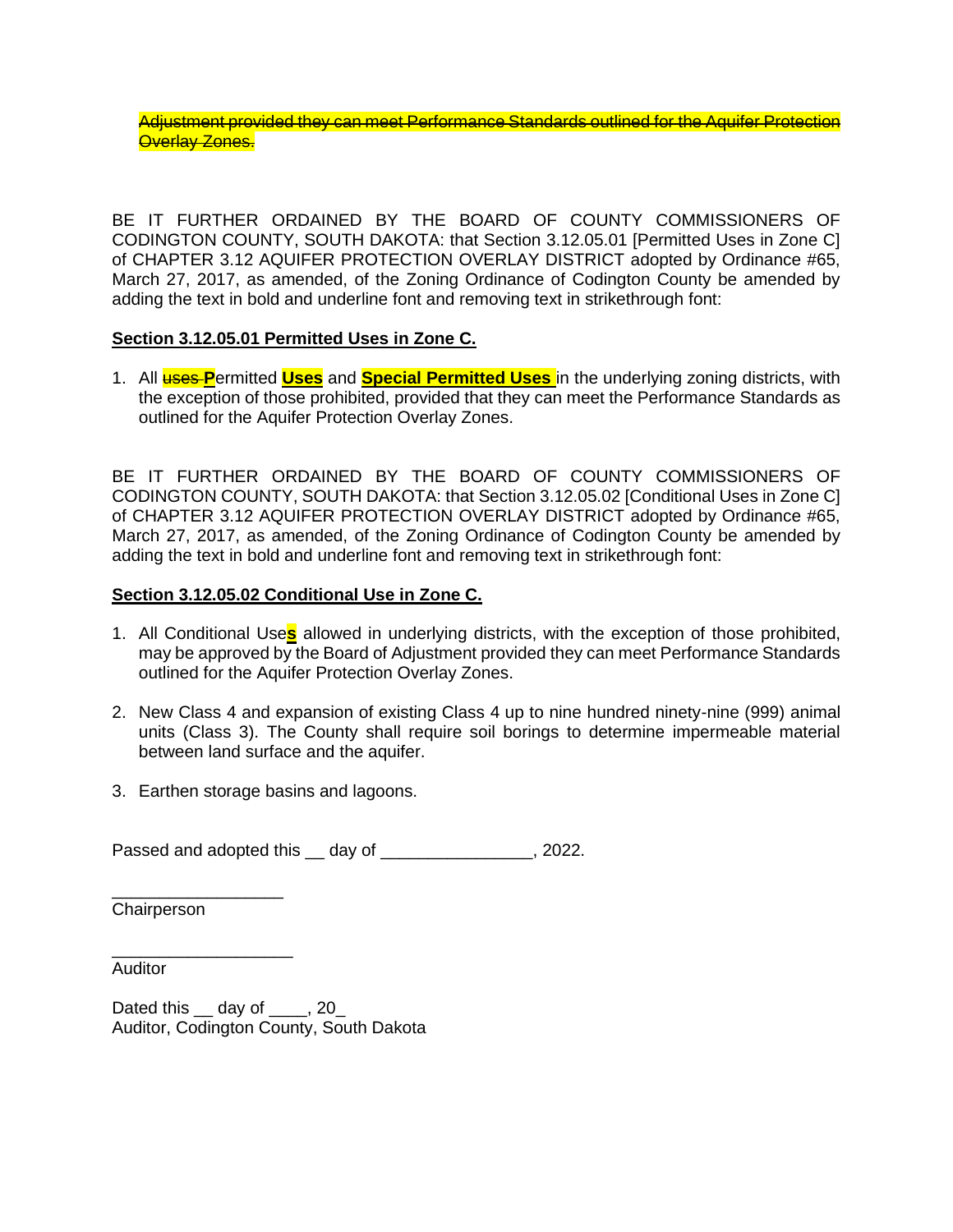~~Adjustment provided they can meet Performance Standards outlined for the Aquifer Protection Overlay Zones.~~

BE IT FURTHER ORDAINED BY THE BOARD OF COUNTY COMMISSIONERS OF CODINGTON COUNTY, SOUTH DAKOTA: that Section 3.12.05.01 [Permitted Uses in Zone C] of CHAPTER 3.12 AQUIFER PROTECTION OVERLAY DISTRICT adopted by Ordinance #65, March 27, 2017, as amended, of the Zoning Ordinance of Codington County be amended by adding the text in bold and underline font and removing text in strikethrough font:

**<u>Section 3.12.05.01 Permitted Uses in Zone C.</u>**

1. All ~~uses~~ **<u>P</u>**ermitted **<u>Uses</u>** and **<u>Special Permitted Uses</u>** in the underlying zoning districts, with the exception of those prohibited, provided that they can meet the Performance Standards as outlined for the Aquifer Protection Overlay Zones.

BE IT FURTHER ORDAINED BY THE BOARD OF COUNTY COMMISSIONERS OF CODINGTON COUNTY, SOUTH DAKOTA: that Section 3.12.05.02 [Conditional Uses in Zone C] of CHAPTER 3.12 AQUIFER PROTECTION OVERLAY DISTRICT adopted by Ordinance #65, March 27, 2017, as amended, of the Zoning Ordinance of Codington County be amended by adding the text in bold and underline font and removing text in strikethrough font:

**<u>Section 3.12.05.02 Conditional Use in Zone C.</u>**

1. All Conditional Use**<u>s</u>** allowed in underlying districts, with the exception of those prohibited, may be approved by the Board of Adjustment provided they can meet Performance Standards outlined for the Aquifer Protection Overlay Zones.

2. New Class 4 and expansion of existing Class 4 up to nine hundred ninety-nine (999) animal units (Class 3). The County shall require soil borings to determine impermeable material between land surface and the aquifer.

3. Earthen storage basins and lagoons.

Passed and adopted this __ day of _______________, 2022.

_________________
Chairperson

__________________
Auditor

Dated this __ day of ____, 20_
Auditor, Codington County, South Dakota